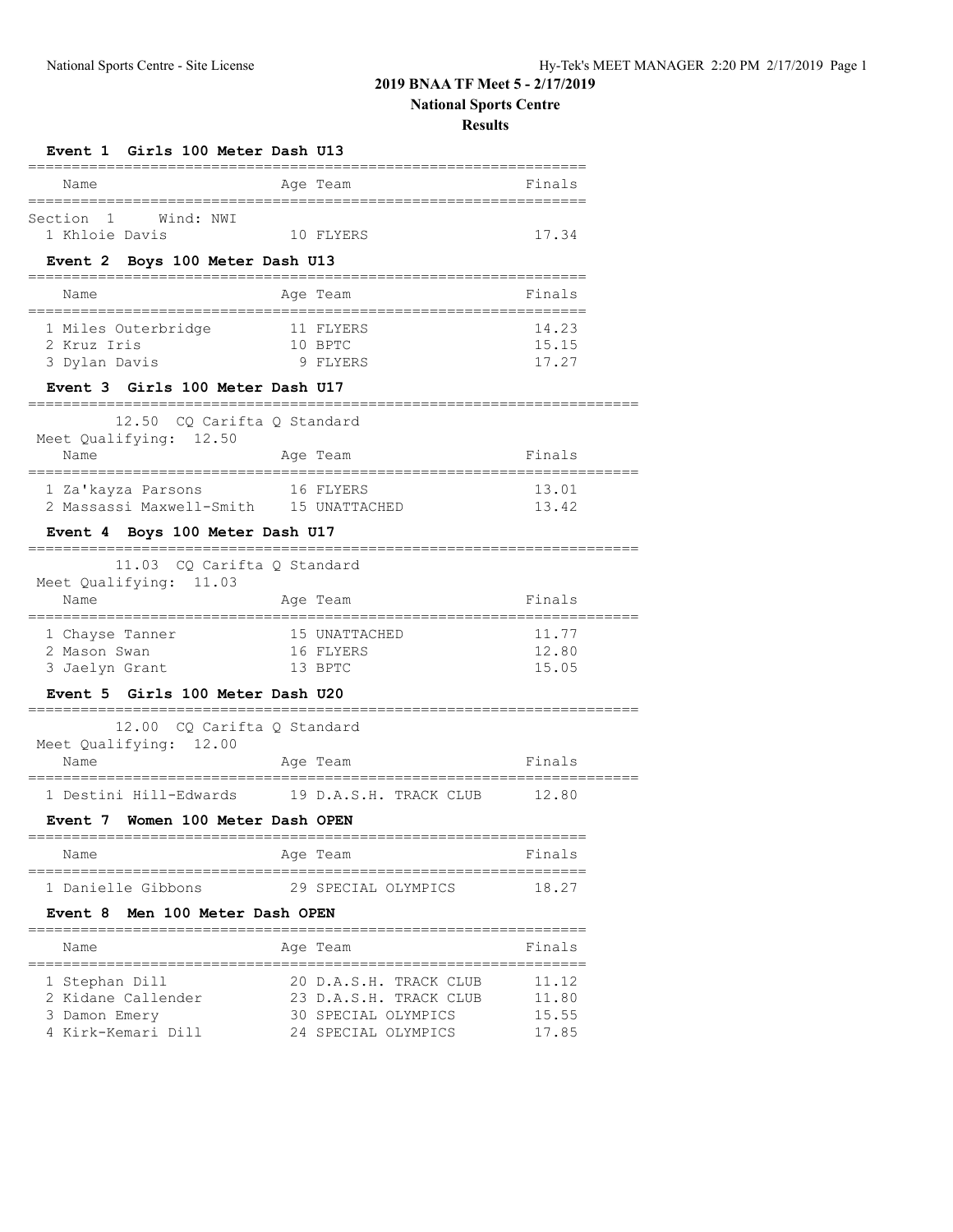# 2019 BNAA TF Meet 5 - 2/17/2019

## National Sports Centre

## Results

### Event 1 Girls 100 Meter Dash U13

Section 1 Wind: NWI

| Name | Age | Team | Finals |
|---|---|---|---|
| 1 Khloie Davis | 10 | FLYERS | 17.34 |

### Event 2 Boys 100 Meter Dash U13

| Name | Age | Team | Finals |
|---|---|---|---|
| 1 Miles Outerbridge | 11 | FLYERS | 14.23 |
| 2 Kruz Iris | 10 | BPTC | 15.15 |
| 3 Dylan Davis | 9 | FLYERS | 17.27 |

### Event 3 Girls 100 Meter Dash U17

12.50 CQ Carifta Q Standard

Meet Qualifying: 12.50

| Name | Age | Team | Finals |
|---|---|---|---|
| 1 Za'kayza Parsons | 16 | FLYERS | 13.01 |
| 2 Massassi Maxwell-Smith | 15 | UNATTACHED | 13.42 |

### Event 4 Boys 100 Meter Dash U17

11.03 CQ Carifta Q Standard

Meet Qualifying: 11.03

| Name | Age | Team | Finals |
|---|---|---|---|
| 1 Chayse Tanner | 15 | UNATTACHED | 11.77 |
| 2 Mason Swan | 16 | FLYERS | 12.80 |
| 3 Jaelyn Grant | 13 | BPTC | 15.05 |

### Event 5 Girls 100 Meter Dash U20

12.00 CQ Carifta Q Standard

Meet Qualifying: 12.00

| Name | Age | Team | Finals |
|---|---|---|---|
| 1 Destini Hill-Edwards | 19 | D.A.S.H. TRACK CLUB | 12.80 |

### Event 7 Women 100 Meter Dash OPEN

| Name | Age | Team | Finals |
|---|---|---|---|
| 1 Danielle Gibbons | 29 | SPECIAL OLYMPICS | 18.27 |

### Event 8 Men 100 Meter Dash OPEN

| Name | Age | Team | Finals |
|---|---|---|---|
| 1 Stephan Dill | 20 | D.A.S.H. TRACK CLUB | 11.12 |
| 2 Kidane Callender | 23 | D.A.S.H. TRACK CLUB | 11.80 |
| 3 Damon Emery | 30 | SPECIAL OLYMPICS | 15.55 |
| 4 Kirk-Kemari Dill | 24 | SPECIAL OLYMPICS | 17.85 |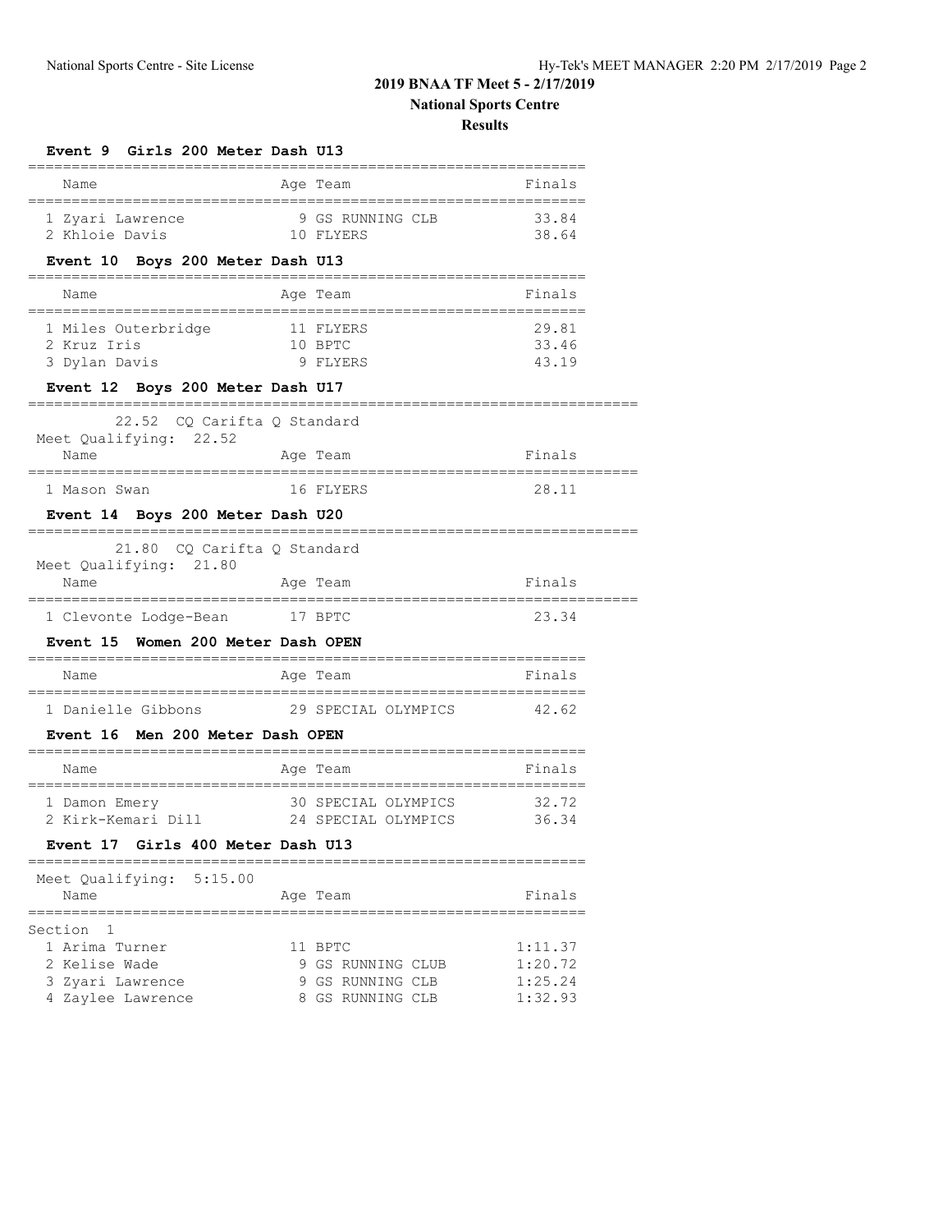## 2019 BNAA TF Meet 5 - 2/17/2019

**National Sports Centre**

**Results**

### Event 9 Girls 200 Meter Dash U13

| Name | Age | Team | Finals |
|---|---|---|---|
| 1 Zyari Lawrence | 9 | GS RUNNING CLB | 33.84 |
| 2 Khloie Davis | 10 | FLYERS | 38.64 |

### Event 10 Boys 200 Meter Dash U13

| Name | Age | Team | Finals |
|---|---|---|---|
| 1 Miles Outerbridge | 11 | FLYERS | 29.81 |
| 2 Kruz Iris | 10 | BPTC | 33.46 |
| 3 Dylan Davis | 9 | FLYERS | 43.19 |

### Event 12 Boys 200 Meter Dash U17

22.52 CQ Carifta Q Standard

Meet Qualifying: 22.52

| Name | Age | Team | Finals |
|---|---|---|---|
| 1 Mason Swan | 16 | FLYERS | 28.11 |

### Event 14 Boys 200 Meter Dash U20

21.80 CQ Carifta Q Standard

Meet Qualifying: 21.80

| Name | Age | Team | Finals |
|---|---|---|---|
| 1 Clevonte Lodge-Bean | 17 | BPTC | 23.34 |

### Event 15 Women 200 Meter Dash OPEN

| Name | Age | Team | Finals |
|---|---|---|---|
| 1 Danielle Gibbons | 29 | SPECIAL OLYMPICS | 42.62 |

### Event 16 Men 200 Meter Dash OPEN

| Name | Age | Team | Finals |
|---|---|---|---|
| 1 Damon Emery | 30 | SPECIAL OLYMPICS | 32.72 |
| 2 Kirk-Kemari Dill | 24 | SPECIAL OLYMPICS | 36.34 |

### Event 17 Girls 400 Meter Dash U13

Meet Qualifying: 5:15.00

| Name | Age | Team | Finals |
|---|---|---|---|
| Section 1 | | | |
| 1 Arima Turner | 11 | BPTC | 1:11.37 |
| 2 Kelise Wade | 9 | GS RUNNING CLUB | 1:20.72 |
| 3 Zyari Lawrence | 9 | GS RUNNING CLB | 1:25.24 |
| 4 Zaylee Lawrence | 8 | GS RUNNING CLB | 1:32.93 |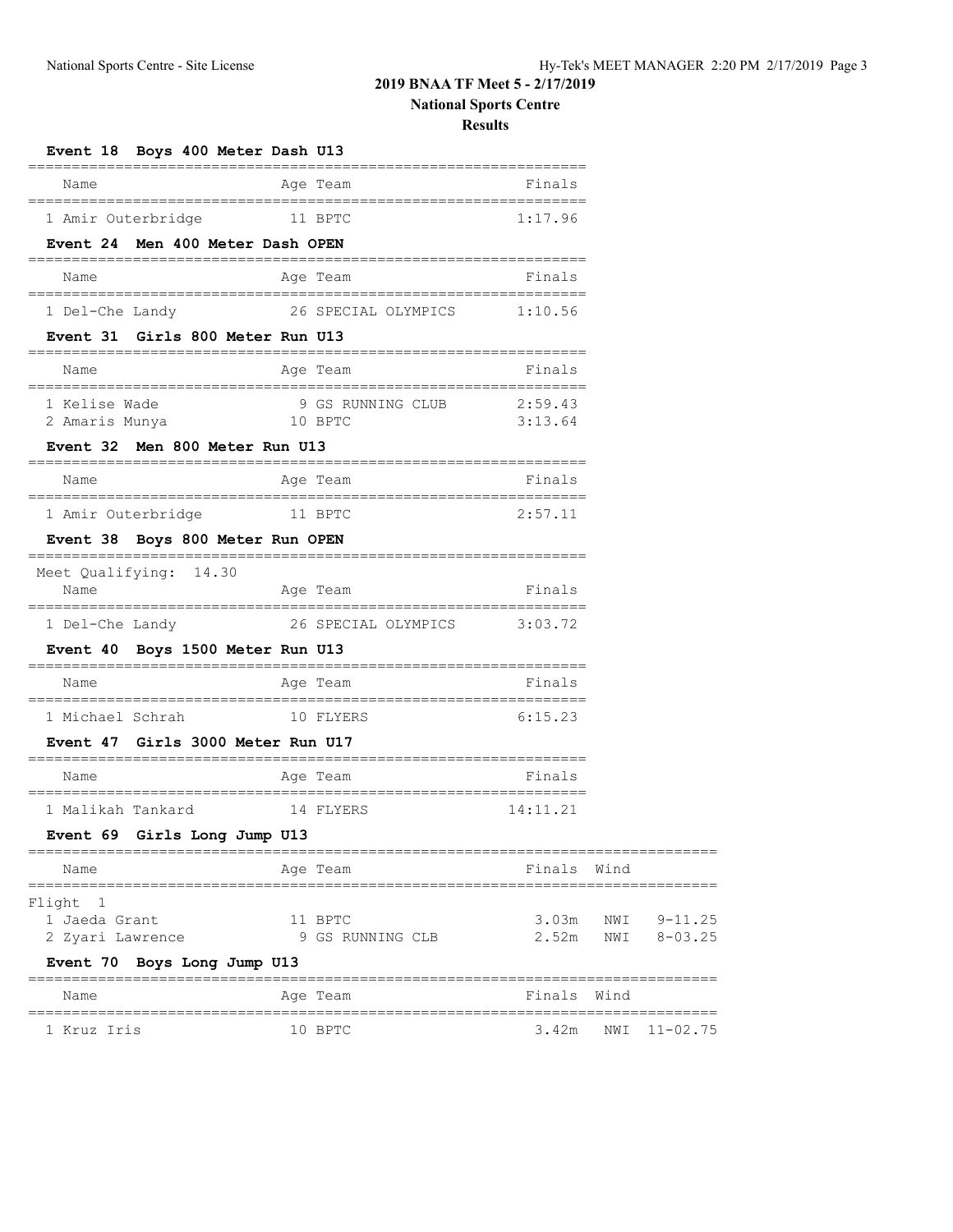## 2019 BNAA TF Meet 5 - 2/17/2019

## National Sports Centre

## Results

### Event 18 Boys 400 Meter Dash U13

| Name | Age | Team | Finals |
|---|---|---|---|
| 1 Amir Outerbridge | 11 | BPTC | 1:17.96 |

### Event 24 Men 400 Meter Dash OPEN

| Name | Age | Team | Finals |
|---|---|---|---|
| 1 Del-Che Landy | 26 | SPECIAL OLYMPICS | 1:10.56 |

### Event 31 Girls 800 Meter Run U13

| Name | Age | Team | Finals |
|---|---|---|---|
| 1 Kelise Wade | 9 | GS RUNNING CLUB | 2:59.43 |
| 2 Amaris Munya | 10 | BPTC | 3:13.64 |

### Event 32 Men 800 Meter Run U13

| Name | Age | Team | Finals |
|---|---|---|---|
| 1 Amir Outerbridge | 11 | BPTC | 2:57.11 |

### Event 38 Boys 800 Meter Run OPEN

Meet Qualifying: 14.30

| Name | Age | Team | Finals |
|---|---|---|---|
| 1 Del-Che Landy | 26 | SPECIAL OLYMPICS | 3:03.72 |

### Event 40 Boys 1500 Meter Run U13

| Name | Age | Team | Finals |
|---|---|---|---|
| 1 Michael Schrah | 10 | FLYERS | 6:15.23 |

### Event 47 Girls 3000 Meter Run U17

| Name | Age | Team | Finals |
|---|---|---|---|
| 1 Malikah Tankard | 14 | FLYERS | 14:11.21 |

### Event 69 Girls Long Jump U13

Flight 1

| Name | Age | Team | Finals | Wind | |
|---|---|---|---|---|---|
| 1 Jaeda Grant | 11 | BPTC | 3.03m | NWI | 9-11.25 |
| 2 Zyari Lawrence | 9 | GS RUNNING CLB | 2.52m | NWI | 8-03.25 |

### Event 70 Boys Long Jump U13

| Name | Age | Team | Finals | Wind | |
|---|---|---|---|---|---|
| 1 Kruz Iris | 10 | BPTC | 3.42m | NWI | 11-02.75 |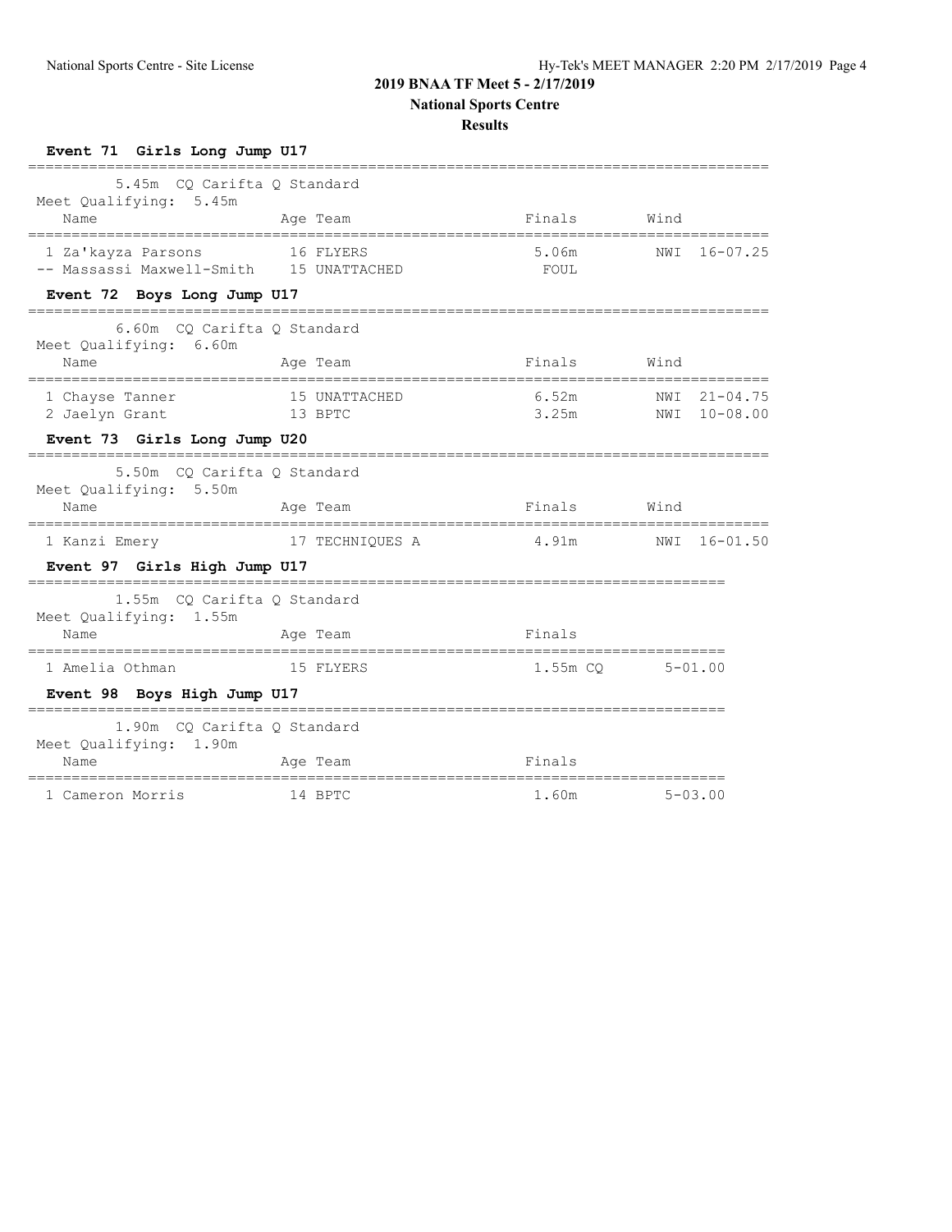# 2019 BNAA TF Meet 5 - 2/17/2019

**National Sports Centre**

**Results**

### Event 71 Girls Long Jump U17

5.45m CQ Carifta Q Standard

Meet Qualifying: 5.45m

| Name | Age | Team | Finals | Wind | |
|---|---|---|---|---|---|
| 1 Za'kayza Parsons | 16 | FLYERS | 5.06m | NWI | 16-07.25 |
| -- Massassi Maxwell-Smith | 15 | UNATTACHED | FOUL | | |

### Event 72 Boys Long Jump U17

6.60m CQ Carifta Q Standard

Meet Qualifying: 6.60m

| Name | Age | Team | Finals | Wind | |
|---|---|---|---|---|---|
| 1 Chayse Tanner | 15 | UNATTACHED | 6.52m | NWI | 21-04.75 |
| 2 Jaelyn Grant | 13 | BPTC | 3.25m | NWI | 10-08.00 |

### Event 73 Girls Long Jump U20

5.50m CQ Carifta Q Standard

Meet Qualifying: 5.50m

| Name | Age | Team | Finals | Wind | |
|---|---|---|---|---|---|
| 1 Kanzi Emery | 17 | TECHNIQUES A | 4.91m | NWI | 16-01.50 |

### Event 97 Girls High Jump U17

1.55m CQ Carifta Q Standard

Meet Qualifying: 1.55m

| Name | Age | Team | Finals | |
|---|---|---|---|---|
| 1 Amelia Othman | 15 | FLYERS | 1.55m CQ | 5-01.00 |

### Event 98 Boys High Jump U17

1.90m CQ Carifta Q Standard

Meet Qualifying: 1.90m

| Name | Age | Team | Finals | |
|---|---|---|---|---|
| 1 Cameron Morris | 14 | BPTC | 1.60m | 5-03.00 |